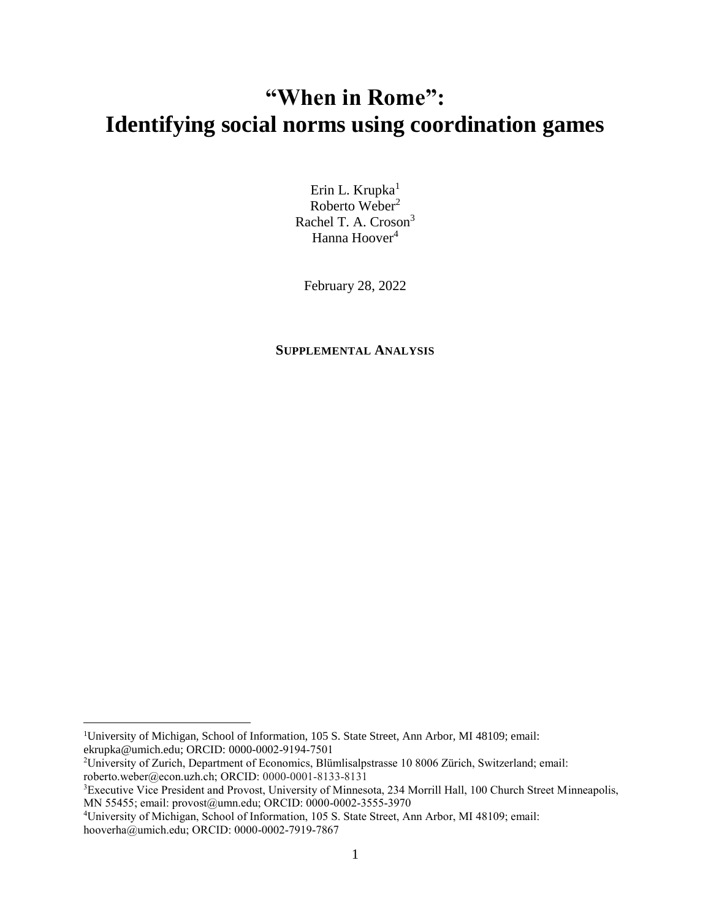# "When in Rome": Identifying social norms using coordination games

Erin L. Krupka[1]
Roberto Weber[2]
Rachel T. A. Croson[3]
Hanna Hoover[4]

February 28, 2022

**SUPPLEMENTAL ANALYSIS**

---

[1]University of Michigan, School of Information, 105 S. State Street, Ann Arbor, MI 48109; email: ekrupka@umich.edu; ORCID: 0000-0002-9194-7501

[2]University of Zurich, Department of Economics, Blümlisalpstrasse 10 8006 Zürich, Switzerland; email: roberto.weber@econ.uzh.ch; ORCID: 0000-0001-8133-8131

[3]Executive Vice President and Provost, University of Minnesota, 234 Morrill Hall, 100 Church Street Minneapolis, MN 55455; email: provost@umn.edu; ORCID: 0000-0002-3555-3970

[4]University of Michigan, School of Information, 105 S. State Street, Ann Arbor, MI 48109; email: hooverha@umich.edu; ORCID: 0000-0002-7919-7867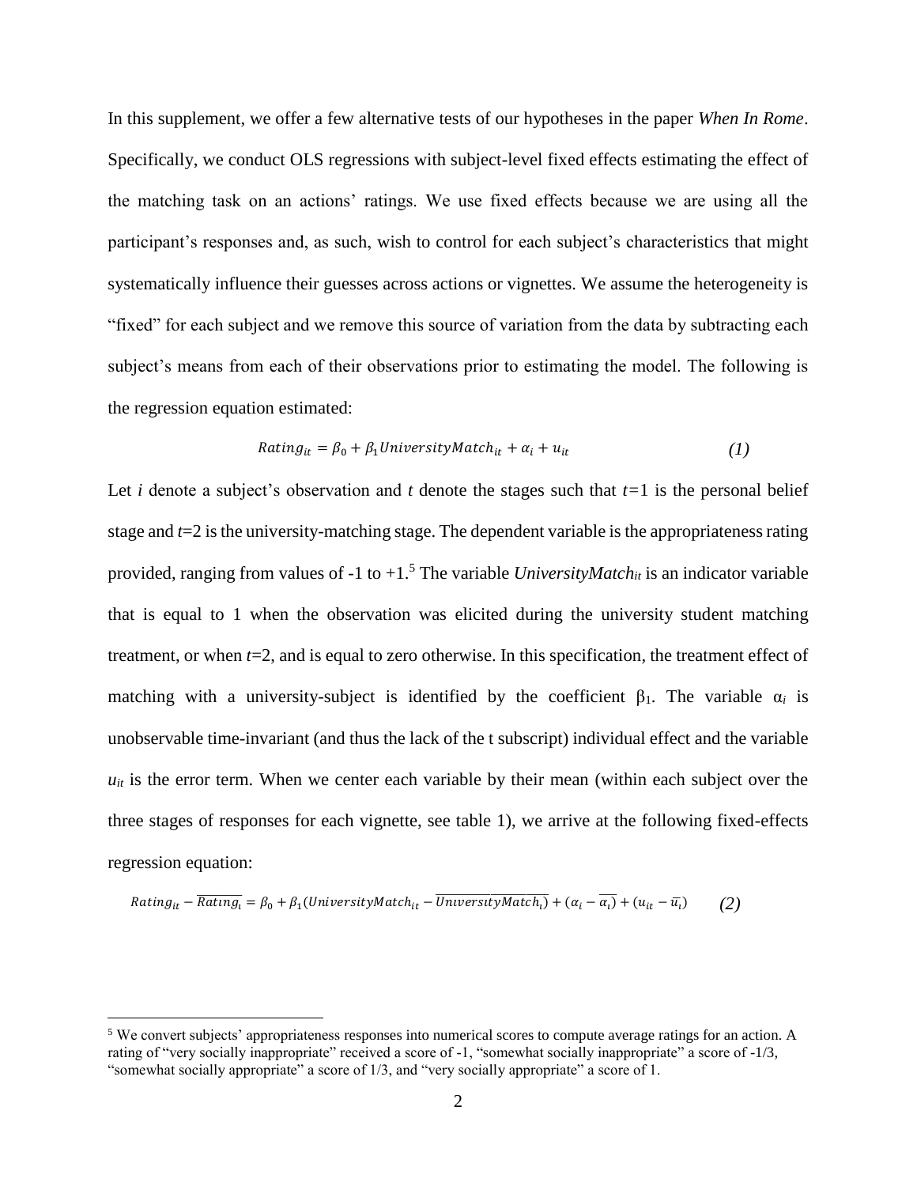In this supplement, we offer a few alternative tests of our hypotheses in the paper *When In Rome*. Specifically, we conduct OLS regressions with subject-level fixed effects estimating the effect of the matching task on an actions' ratings. We use fixed effects because we are using all the participant's responses and, as such, wish to control for each subject's characteristics that might systematically influence their guesses across actions or vignettes. We assume the heterogeneity is "fixed" for each subject and we remove this source of variation from the data by subtracting each subject's means from each of their observations prior to estimating the model. The following is the regression equation estimated:

$$Rating_{it} = \beta_0 + \beta_1 UniversityMatch_{it} + \alpha_i + u_{it} \qquad (1)$$

Let *i* denote a subject's observation and *t* denote the stages such that $t=1$ is the personal belief stage and $t=2$ is the university-matching stage. The dependent variable is the appropriateness rating provided, ranging from values of -1 to +1.[5] The variable $UniversityMatch_{it}$ is an indicator variable that is equal to 1 when the observation was elicited during the university student matching treatment, or when $t=2$, and is equal to zero otherwise. In this specification, the treatment effect of matching with a university-subject is identified by the coefficient $\beta_1$. The variable $\alpha_i$ is unobservable time-invariant (and thus the lack of the t subscript) individual effect and the variable $u_{it}$ is the error term. When we center each variable by their mean (within each subject over the three stages of responses for each vignette, see table 1), we arrive at the following fixed-effects regression equation:

$$Rating_{it} - \overline{Rating_i} = \beta_0 + \beta_1 (UniversityMatch_{it} - \overline{UniversityMatch_i}) + (\alpha_i - \overline{\alpha_i}) + (u_{it} - \overline{u_i}) \qquad (2)$$

[5] We convert subjects' appropriateness responses into numerical scores to compute average ratings for an action. A rating of "very socially inappropriate" received a score of -1, "somewhat socially inappropriate" a score of -1/3, "somewhat socially appropriate" a score of 1/3, and "very socially appropriate" a score of 1.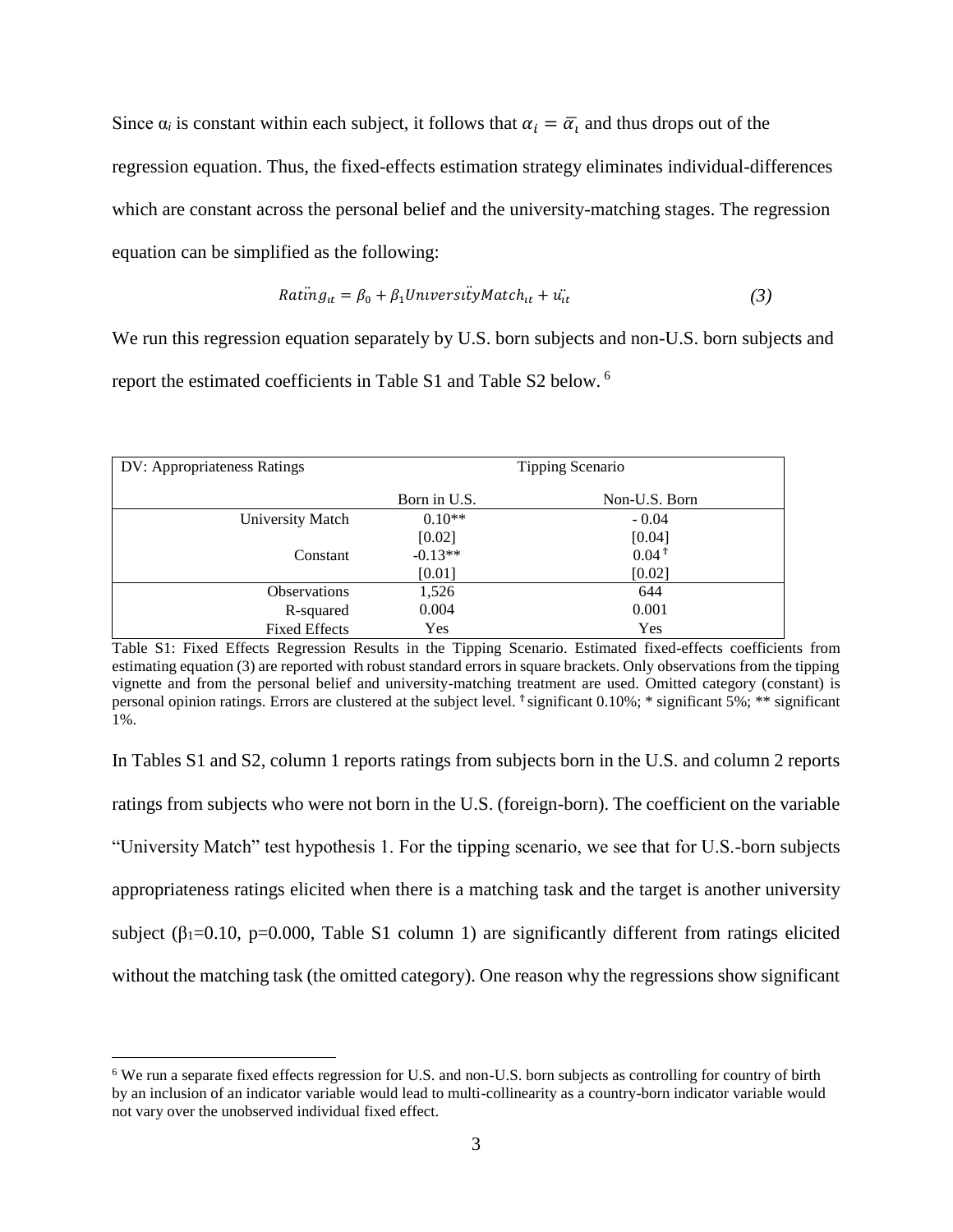Since $\alpha_i$ is constant within each subject, it follows that $\alpha_i = \bar{\alpha}_i$ and thus drops out of the regression equation. Thus, the fixed-effects estimation strategy eliminates individual-differences which are constant across the personal belief and the university-matching stages. The regression equation can be simplified as the following:

$$\ddot{Rating}_{it} = \beta_0 + \beta_1 \ddot{UniversityMatch}_{it} + \ddot{u}_{it} \tag{3}$$

We run this regression equation separately by U.S. born subjects and non-U.S. born subjects and report the estimated coefficients in Table S1 and Table S2 below.[6]

| DV: Appropriateness Ratings | Tipping Scenario | |
|---|---|---|
| | Born in U.S. | Non-U.S. Born |
| University Match | 0.10** | - 0.04 |
| | [0.02] | [0.04] |
| Constant | -0.13** | 0.04 ☨ |
| | [0.01] | [0.02] |
| Observations | 1,526 | 644 |
| R-squared | 0.004 | 0.001 |
| Fixed Effects | Yes | Yes |

Table S1: Fixed Effects Regression Results in the Tipping Scenario. Estimated fixed-effects coefficients from estimating equation (3) are reported with robust standard errors in square brackets. Only observations from the tipping vignette and from the personal belief and university-matching treatment are used. Omitted category (constant) is personal opinion ratings. Errors are clustered at the subject level. ☨ significant 0.10%; * significant 5%; ** significant 1%.

In Tables S1 and S2, column 1 reports ratings from subjects born in the U.S. and column 2 reports ratings from subjects who were not born in the U.S. (foreign-born). The coefficient on the variable "University Match" test hypothesis 1. For the tipping scenario, we see that for U.S.-born subjects appropriateness ratings elicited when there is a matching task and the target is another university subject ($\beta_1$=0.10, p=0.000, Table S1 column 1) are significantly different from ratings elicited without the matching task (the omitted category). One reason why the regressions show significant

[6] We run a separate fixed effects regression for U.S. and non-U.S. born subjects as controlling for country of birth by an inclusion of an indicator variable would lead to multi-collinearity as a country-born indicator variable would not vary over the unobserved individual fixed effect.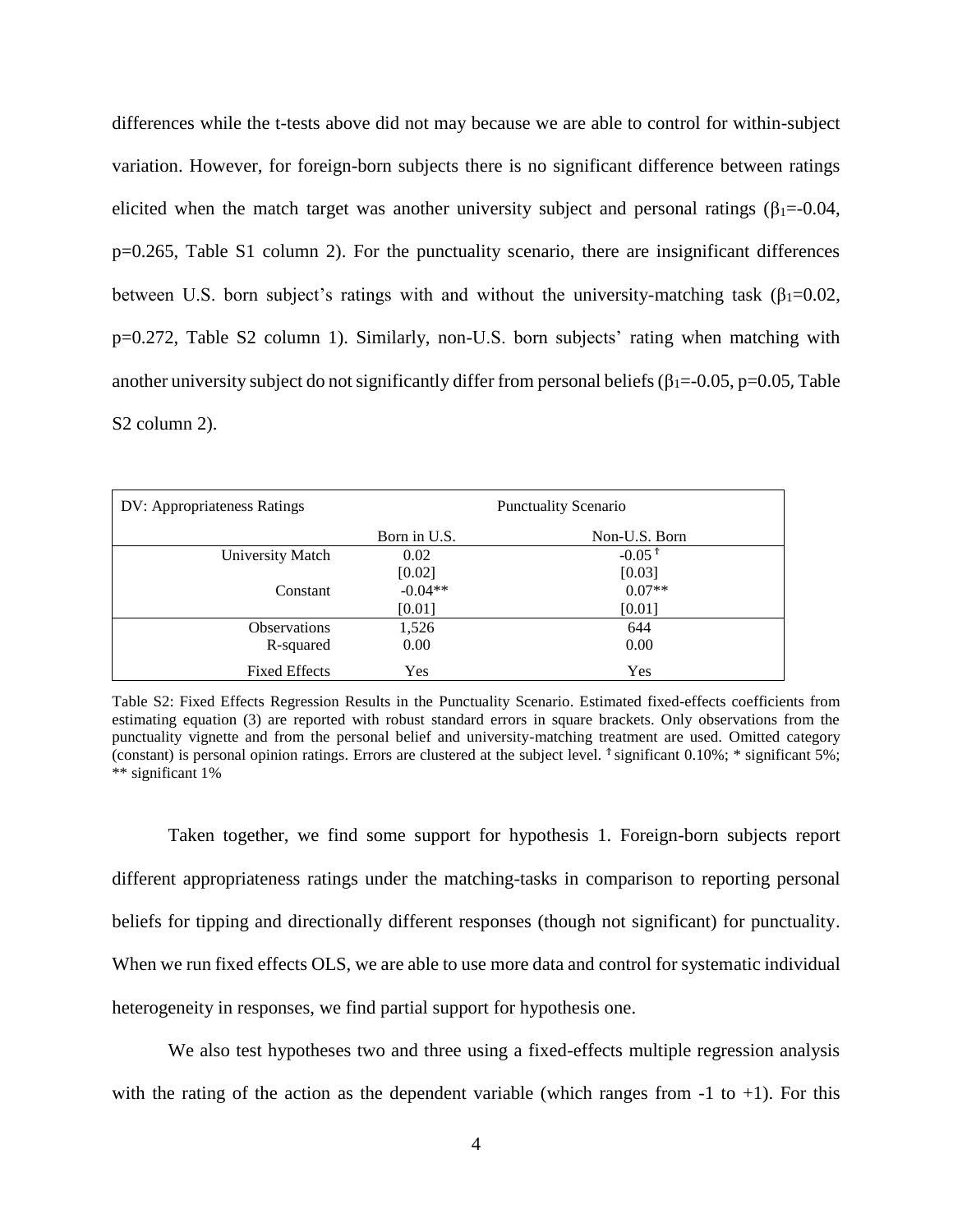differences while the t-tests above did not may because we are able to control for within-subject variation. However, for foreign-born subjects there is no significant difference between ratings elicited when the match target was another university subject and personal ratings ($\beta_1$=-0.04, p=0.265, Table S1 column 2). For the punctuality scenario, there are insignificant differences between U.S. born subject's ratings with and without the university-matching task ($\beta_1$=0.02, p=0.272, Table S2 column 1). Similarly, non-U.S. born subjects' rating when matching with another university subject do not significantly differ from personal beliefs ($\beta_1$=-0.05, p=0.05, Table S2 column 2).

| DV: Appropriateness Ratings | Punctuality Scenario | |
|---|---|---|
| | Born in U.S. | Non-U.S. Born |
| University Match | 0.02 | -0.05 ⁺ |
| | [0.02] | [0.03] |
| Constant | -0.04** | 0.07** |
| | [0.01] | [0.01] |
| Observations | 1,526 | 644 |
| R-squared | 0.00 | 0.00 |
| Fixed Effects | Yes | Yes |

Table S2: Fixed Effects Regression Results in the Punctuality Scenario. Estimated fixed-effects coefficients from estimating equation (3) are reported with robust standard errors in square brackets. Only observations from the punctuality vignette and from the personal belief and university-matching treatment are used. Omitted category (constant) is personal opinion ratings. Errors are clustered at the subject level. ⁺ significant 0.10%; * significant 5%; ** significant 1%

Taken together, we find some support for hypothesis 1. Foreign-born subjects report different appropriateness ratings under the matching-tasks in comparison to reporting personal beliefs for tipping and directionally different responses (though not significant) for punctuality. When we run fixed effects OLS, we are able to use more data and control for systematic individual heterogeneity in responses, we find partial support for hypothesis one.

We also test hypotheses two and three using a fixed-effects multiple regression analysis with the rating of the action as the dependent variable (which ranges from -1 to +1). For this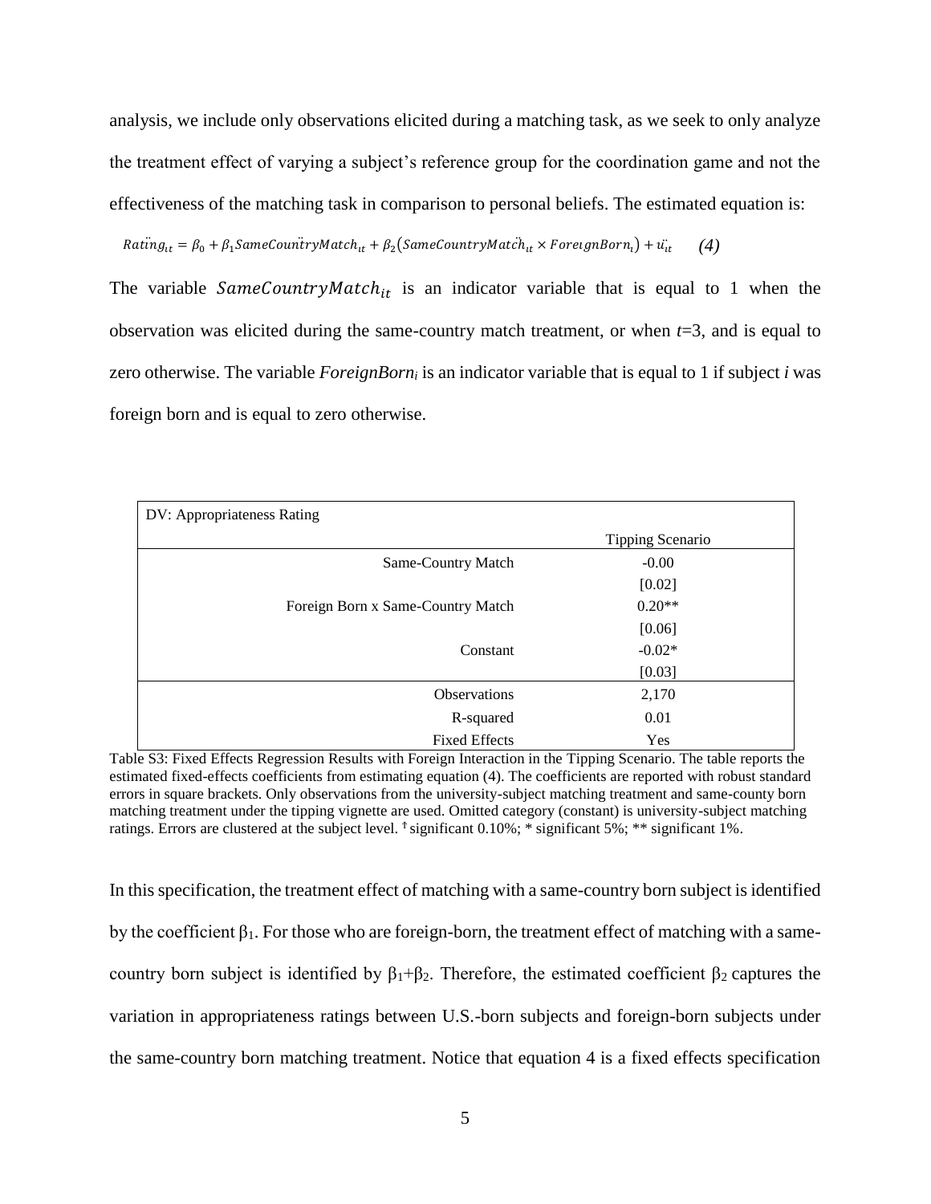analysis, we include only observations elicited during a matching task, as we seek to only analyze the treatment effect of varying a subject's reference group for the coordination game and not the effectiveness of the matching task in comparison to personal beliefs. The estimated equation is:

$$\ddot{Rating}_{it} = \beta_0 + \beta_1 \ddot{SameCountryMatch}_{it} + \beta_2 (\ddot{SameCountryMatch}_{it} \times ForeignBorn_i) + \ddot{u}_{it} \qquad (4)$$

The variable $SameCountryMatch_{it}$ is an indicator variable that is equal to 1 when the observation was elicited during the same-country match treatment, or when $t$=3, and is equal to zero otherwise. The variable $ForeignBorn_i$ is an indicator variable that is equal to 1 if subject $i$ was foreign born and is equal to zero otherwise.

| DV: Appropriateness Rating | |
|---|---|
| | Tipping Scenario |
| Same-Country Match | -0.00 |
| | [0.02] |
| Foreign Born x Same-Country Match | 0.20** |
| | [0.06] |
| Constant | -0.02* |
| | [0.03] |
| Observations | 2,170 |
| R-squared | 0.01 |
| Fixed Effects | Yes |

Table S3: Fixed Effects Regression Results with Foreign Interaction in the Tipping Scenario. The table reports the estimated fixed-effects coefficients from estimating equation (4). The coefficients are reported with robust standard errors in square brackets. Only observations from the university-subject matching treatment and same-county born matching treatment under the tipping vignette are used. Omitted category (constant) is university-subject matching ratings. Errors are clustered at the subject level. † significant 0.10%; * significant 5%; ** significant 1%.

In this specification, the treatment effect of matching with a same-country born subject is identified by the coefficient $\beta_1$. For those who are foreign-born, the treatment effect of matching with a same-country born subject is identified by $\beta_1$+$\beta_2$. Therefore, the estimated coefficient $\beta_2$ captures the variation in appropriateness ratings between U.S.-born subjects and foreign-born subjects under the same-country born matching treatment. Notice that equation 4 is a fixed effects specification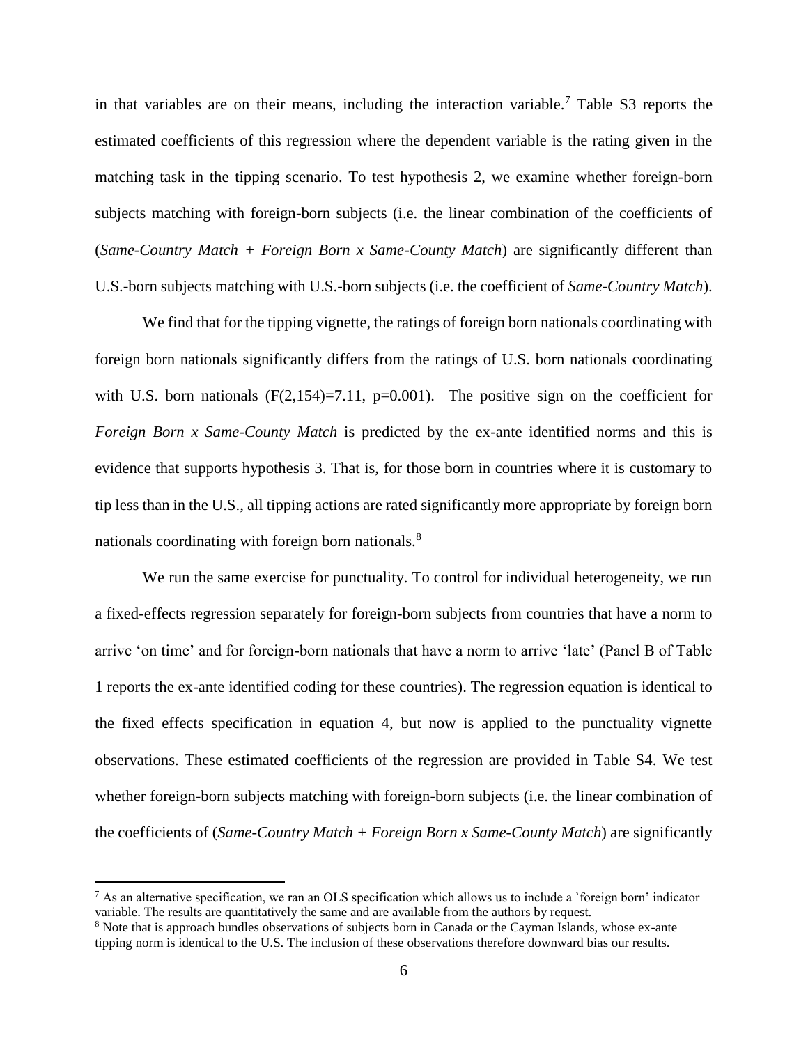in that variables are on their means, including the interaction variable.[7] Table S3 reports the estimated coefficients of this regression where the dependent variable is the rating given in the matching task in the tipping scenario. To test hypothesis 2, we examine whether foreign-born subjects matching with foreign-born subjects (i.e. the linear combination of the coefficients of (*Same-Country Match + Foreign Born x Same-County Match*) are significantly different than U.S.-born subjects matching with U.S.-born subjects (i.e. the coefficient of *Same-Country Match*).

We find that for the tipping vignette, the ratings of foreign born nationals coordinating with foreign born nationals significantly differs from the ratings of U.S. born nationals coordinating with U.S. born nationals ($F(2,154)=7.11$, $p=0.001$). The positive sign on the coefficient for *Foreign Born x Same-County Match* is predicted by the ex-ante identified norms and this is evidence that supports hypothesis 3. That is, for those born in countries where it is customary to tip less than in the U.S., all tipping actions are rated significantly more appropriate by foreign born nationals coordinating with foreign born nationals.[8]

We run the same exercise for punctuality. To control for individual heterogeneity, we run a fixed-effects regression separately for foreign-born subjects from countries that have a norm to arrive 'on time' and for foreign-born nationals that have a norm to arrive 'late' (Panel B of Table 1 reports the ex-ante identified coding for these countries). The regression equation is identical to the fixed effects specification in equation 4, but now is applied to the punctuality vignette observations. These estimated coefficients of the regression are provided in Table S4. We test whether foreign-born subjects matching with foreign-born subjects (i.e. the linear combination of the coefficients of (*Same-Country Match + Foreign Born x Same-County Match*) are significantly

[7] As an alternative specification, we ran an OLS specification which allows us to include a `foreign born' indicator variable. The results are quantitatively the same and are available from the authors by request.

[8] Note that is approach bundles observations of subjects born in Canada or the Cayman Islands, whose ex-ante tipping norm is identical to the U.S. The inclusion of these observations therefore downward bias our results.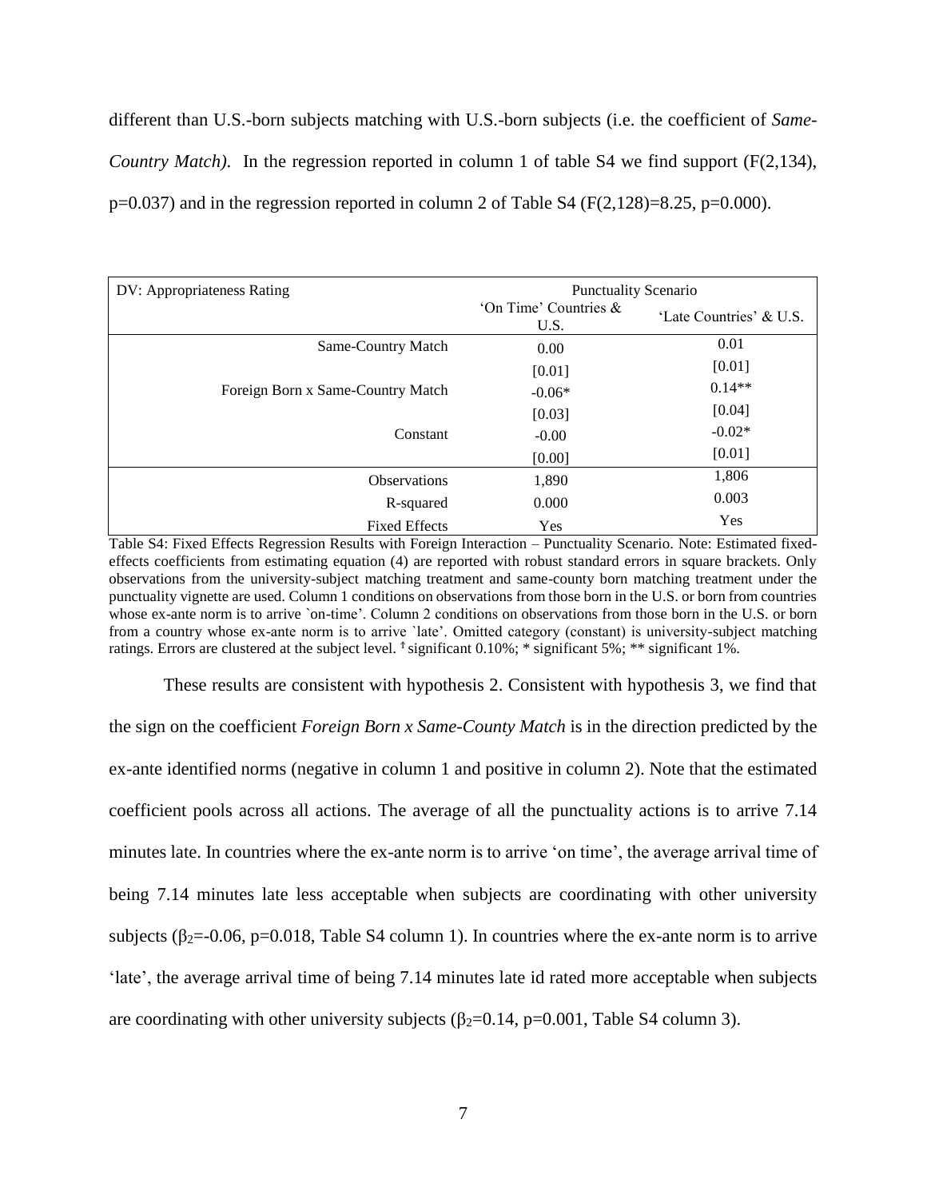different than U.S.-born subjects matching with U.S.-born subjects (i.e. the coefficient of *Same-Country Match).* In the regression reported in column 1 of table S4 we find support ($F(2,134)$, $p=0.037$) and in the regression reported in column 2 of Table S4 ($F(2,128)=8.25$, $p=0.000$).

| DV: Appropriateness Rating | Punctuality Scenario | |
|---|---|---|
| | 'On Time' Countries & U.S. | 'Late Countries' & U.S. |
| Same-Country Match | 0.00 | 0.01 |
| | [0.01] | [0.01] |
| Foreign Born x Same-Country Match | -0.06* | 0.14** |
| | [0.03] | [0.04] |
| Constant | -0.00 | -0.02* |
| | [0.00] | [0.01] |
| Observations | 1,890 | 1,806 |
| R-squared | 0.000 | 0.003 |
| Fixed Effects | Yes | Yes |

Table S4: Fixed Effects Regression Results with Foreign Interaction – Punctuality Scenario. Note: Estimated fixed-effects coefficients from estimating equation (4) are reported with robust standard errors in square brackets. Only observations from the university-subject matching treatment and same-county born matching treatment under the punctuality vignette are used. Column 1 conditions on observations from those born in the U.S. or born from countries whose ex-ante norm is to arrive `on-time'. Column 2 conditions on observations from those born in the U.S. or born from a country whose ex-ante norm is to arrive `late'. Omitted category (constant) is university-subject matching ratings. Errors are clustered at the subject level. † significant 0.10%; * significant 5%; ** significant 1%.

These results are consistent with hypothesis 2. Consistent with hypothesis 3, we find that the sign on the coefficient *Foreign Born x Same-County Match* is in the direction predicted by the ex-ante identified norms (negative in column 1 and positive in column 2). Note that the estimated coefficient pools across all actions. The average of all the punctuality actions is to arrive 7.14 minutes late. In countries where the ex-ante norm is to arrive 'on time', the average arrival time of being 7.14 minutes late less acceptable when subjects are coordinating with other university subjects ($\beta_2=-0.06$, $p=0.018$, Table S4 column 1). In countries where the ex-ante norm is to arrive 'late', the average arrival time of being 7.14 minutes late id rated more acceptable when subjects are coordinating with other university subjects ($\beta_2=0.14$, $p=0.001$, Table S4 column 3).